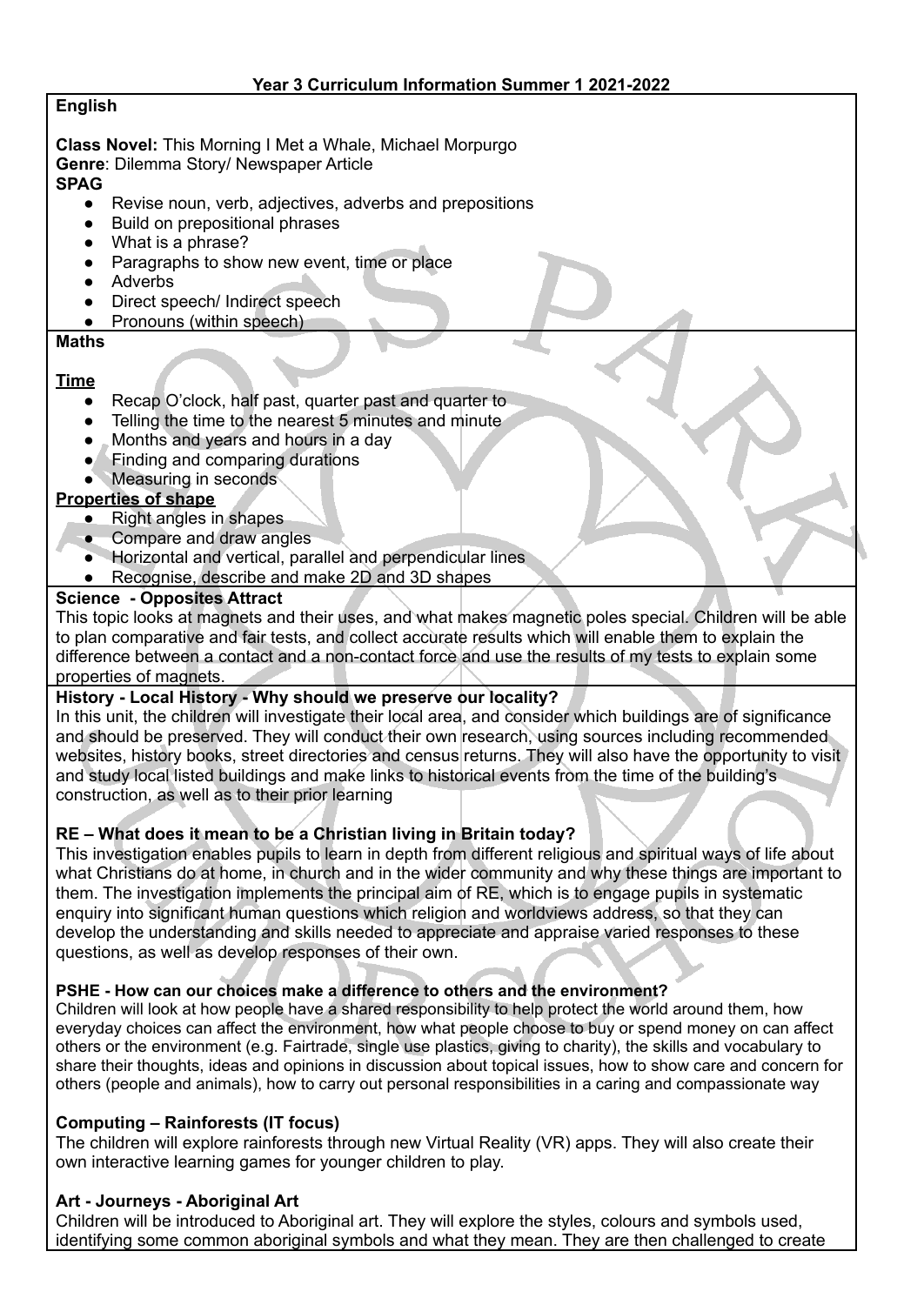# Year 3 Curriculum Information Summer 1 2021-2022

## English

**Class Novel:** This Morning I Met a Whale, Michael Morpurgo
**Genre**: Dilemma Story/ Newspaper Article

**SPAG**

- Revise noun, verb, adjectives, adverbs and prepositions
- Build on prepositional phrases
- What is a phrase?
- Paragraphs to show new event, time or place
- Adverbs
- Direct speech/ Indirect speech
- Pronouns (within speech)

## Maths

**Time**

- Recap O'clock, half past, quarter past and quarter to
- Telling the time to the nearest 5 minutes and minute
- Months and years and hours in a day
- Finding and comparing durations
- Measuring in seconds

**Properties of shape**

- Right angles in shapes
- Compare and draw angles
- Horizontal and vertical, parallel and perpendicular lines
- Recognise, describe and make 2D and 3D shapes

## Science - Opposites Attract

This topic looks at magnets and their uses, and what makes magnetic poles special. Children will be able to plan comparative and fair tests, and collect accurate results which will enable them to explain the difference between a contact and a non-contact force and use the results of my tests to explain some properties of magnets.

## History - Local History - Why should we preserve our locality?

In this unit, the children will investigate their local area, and consider which buildings are of significance and should be preserved. They will conduct their own research, using sources including recommended websites, history books, street directories and census returns. They will also have the opportunity to visit and study local listed buildings and make links to historical events from the time of the building's construction, as well as to their prior learning

## RE – What does it mean to be a Christian living in Britain today?

This investigation enables pupils to learn in depth from different religious and spiritual ways of life about what Christians do at home, in church and in the wider community and why these things are important to them. The investigation implements the principal aim of RE, which is to engage pupils in systematic enquiry into significant human questions which religion and worldviews address, so that they can develop the understanding and skills needed to appreciate and appraise varied responses to these questions, as well as develop responses of their own.

## PSHE - How can our choices make a difference to others and the environment?

Children will look at how people have a shared responsibility to help protect the world around them, how everyday choices can affect the environment, how what people choose to buy or spend money on can affect others or the environment (e.g. Fairtrade, single use plastics, giving to charity), the skills and vocabulary to share their thoughts, ideas and opinions in discussion about topical issues, how to show care and concern for others (people and animals), how to carry out personal responsibilities in a caring and compassionate way

## Computing – Rainforests (IT focus)

The children will explore rainforests through new Virtual Reality (VR) apps. They will also create their own interactive learning games for younger children to play.

## Art - Journeys - Aboriginal Art

Children will be introduced to Aboriginal art. They will explore the styles, colours and symbols used, identifying some common aboriginal symbols and what they mean. They are then challenged to create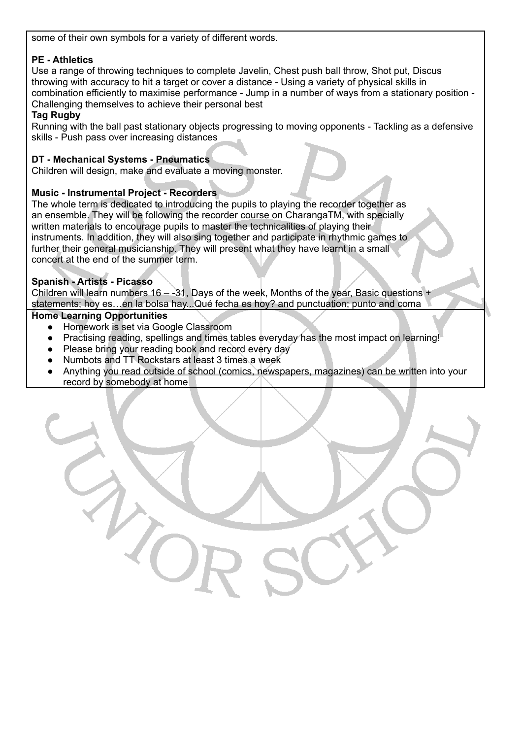some of their own symbols for a variety of different words.

**PE - Athletics**
Use a range of throwing techniques to complete Javelin, Chest push ball throw, Shot put, Discus throwing with accuracy to hit a target or cover a distance - Using a variety of physical skills in combination efficiently to maximise performance - Jump in a number of ways from a stationary position - Challenging themselves to achieve their personal best

**Tag Rugby**
Running with the ball past stationary objects progressing to moving opponents - Tackling as a defensive skills - Push pass over increasing distances

**DT - Mechanical Systems - Pneumatics**
Children will design, make and evaluate a moving monster.

**Music - Instrumental Project - Recorders**
The whole term is dedicated to introducing the pupils to playing the recorder together as an ensemble. They will be following the recorder course on CharangaTM, with specially written materials to encourage pupils to master the technicalities of playing their instruments. In addition, they will also sing together and participate in rhythmic games to further their general musicianship. They will present what they have learnt in a small concert at the end of the summer term.

**Spanish - Artists - Picasso**
Children will learn numbers 16 – -31, Days of the week, Months of the year, Basic questions + statements; hoy es…en la bolsa hay...Qué fecha es hoy? and punctuation; punto and coma

**Home Learning Opportunities**

- Homework is set via Google Classroom
- Practising reading, spellings and times tables everyday has the most impact on learning!
- Please bring your reading book and record every day
- Numbots and TT Rockstars at least 3 times a week
- Anything you read outside of school (comics, newspapers, magazines) can be written into your record by somebody at home